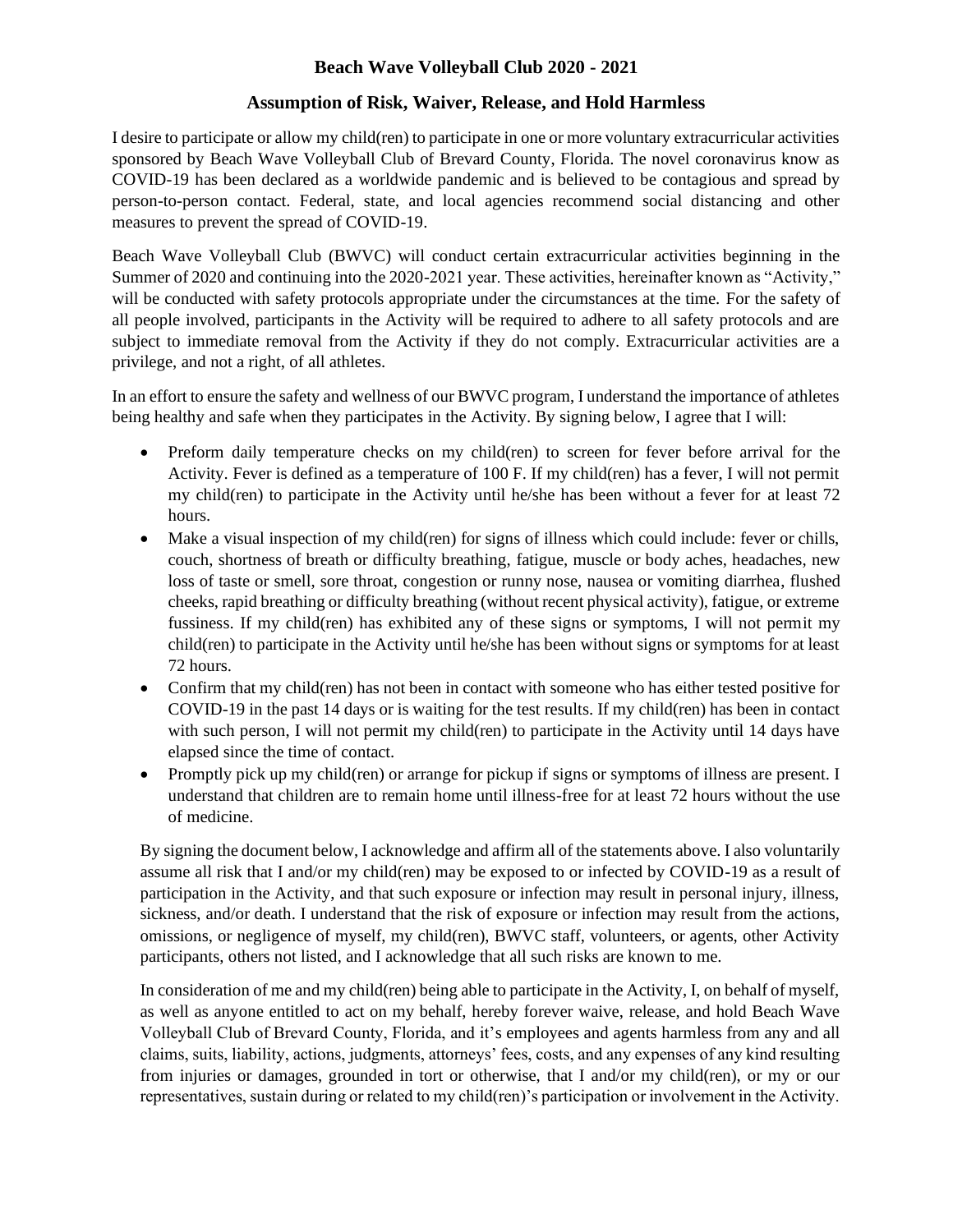**Beach Wave Volleyball Club 2020 - 2021**

**Assumption of Risk, Waiver, Release, and Hold Harmless**

I desire to participate or allow my child(ren) to participate in one or more voluntary extracurricular activities sponsored by Beach Wave Volleyball Club of Brevard County, Florida. The novel coronavirus know as COVID-19 has been declared as a worldwide pandemic and is believed to be contagious and spread by person-to-person contact. Federal, state, and local agencies recommend social distancing and other measures to prevent the spread of COVID-19.

Beach Wave Volleyball Club (BWVC) will conduct certain extracurricular activities beginning in the Summer of 2020 and continuing into the 2020-2021 year. These activities, hereinafter known as "Activity," will be conducted with safety protocols appropriate under the circumstances at the time. For the safety of all people involved, participants in the Activity will be required to adhere to all safety protocols and are subject to immediate removal from the Activity if they do not comply. Extracurricular activities are a privilege, and not a right, of all athletes.

In an effort to ensure the safety and wellness of our BWVC program, I understand the importance of athletes being healthy and safe when they participates in the Activity. By signing below, I agree that I will:

- Preform daily temperature checks on my child(ren) to screen for fever before arrival for the Activity. Fever is defined as a temperature of 100 F. If my child(ren) has a fever, I will not permit my child(ren) to participate in the Activity until he/she has been without a fever for at least 72 hours.
- Make a visual inspection of my child(ren) for signs of illness which could include: fever or chills, couch, shortness of breath or difficulty breathing, fatigue, muscle or body aches, headaches, new loss of taste or smell, sore throat, congestion or runny nose, nausea or vomiting diarrhea, flushed cheeks, rapid breathing or difficulty breathing (without recent physical activity), fatigue, or extreme fussiness. If my child(ren) has exhibited any of these signs or symptoms, I will not permit my child(ren) to participate in the Activity until he/she has been without signs or symptoms for at least 72 hours.
- Confirm that my child(ren) has not been in contact with someone who has either tested positive for COVID-19 in the past 14 days or is waiting for the test results. If my child(ren) has been in contact with such person, I will not permit my child(ren) to participate in the Activity until 14 days have elapsed since the time of contact.
- Promptly pick up my child(ren) or arrange for pickup if signs or symptoms of illness are present. I understand that children are to remain home until illness-free for at least 72 hours without the use of medicine.

By signing the document below, I acknowledge and affirm all of the statements above. I also voluntarily assume all risk that I and/or my child(ren) may be exposed to or infected by COVID-19 as a result of participation in the Activity, and that such exposure or infection may result in personal injury, illness, sickness, and/or death. I understand that the risk of exposure or infection may result from the actions, omissions, or negligence of myself, my child(ren), BWVC staff, volunteers, or agents, other Activity participants, others not listed, and I acknowledge that all such risks are known to me.

In consideration of me and my child(ren) being able to participate in the Activity, I, on behalf of myself, as well as anyone entitled to act on my behalf, hereby forever waive, release, and hold Beach Wave Volleyball Club of Brevard County, Florida, and it's employees and agents harmless from any and all claims, suits, liability, actions, judgments, attorneys' fees, costs, and any expenses of any kind resulting from injuries or damages, grounded in tort or otherwise, that I and/or my child(ren), or my or our representatives, sustain during or related to my child(ren)'s participation or involvement in the Activity.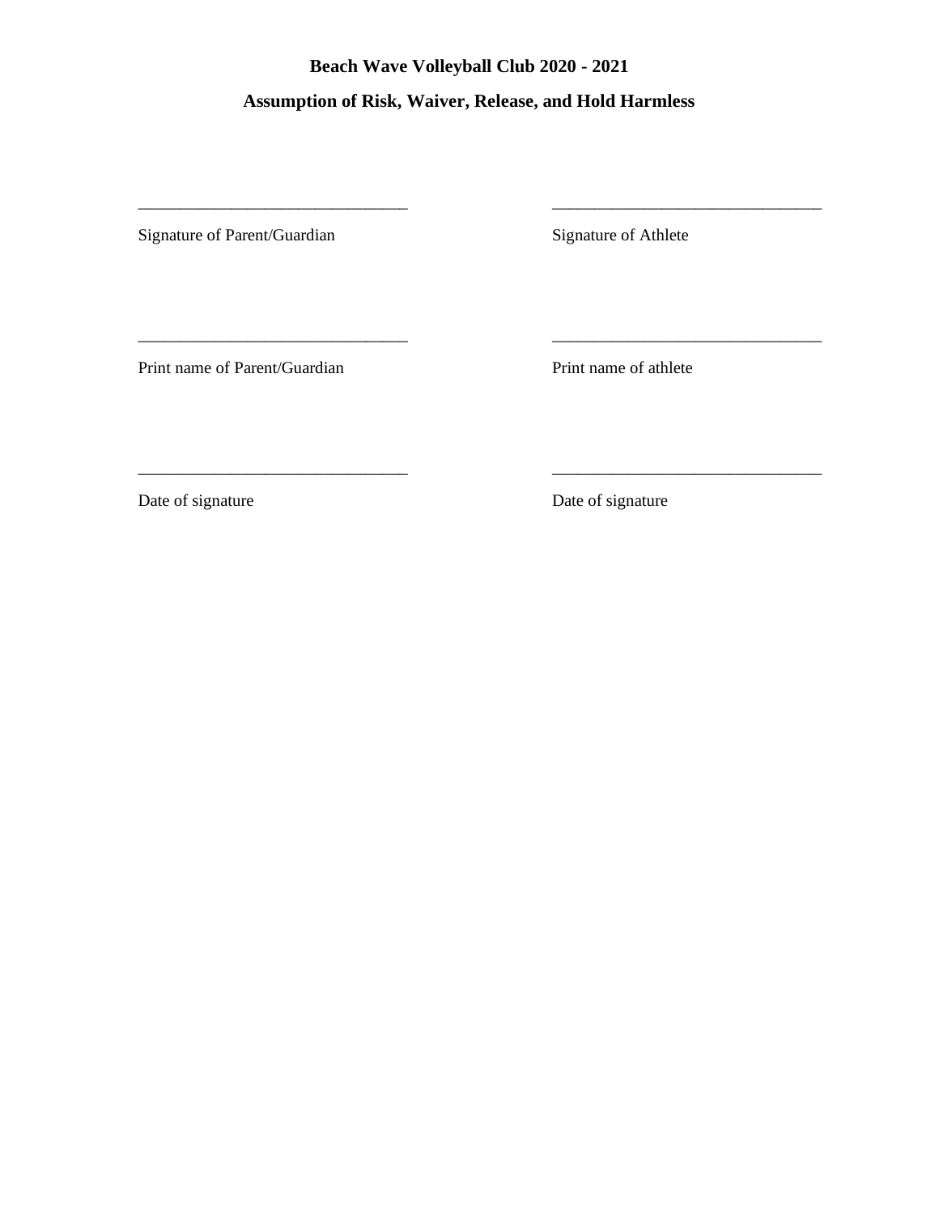**Beach Wave Volleyball Club 2020 - 2021**

**Assumption of Risk, Waiver, Release, and Hold Harmless**

________________________________

Signature of Parent/Guardian

________________________________

Signature of Athlete

________________________________

Print name of Parent/Guardian

________________________________

Print name of athlete

________________________________

Date of signature

________________________________

Date of signature